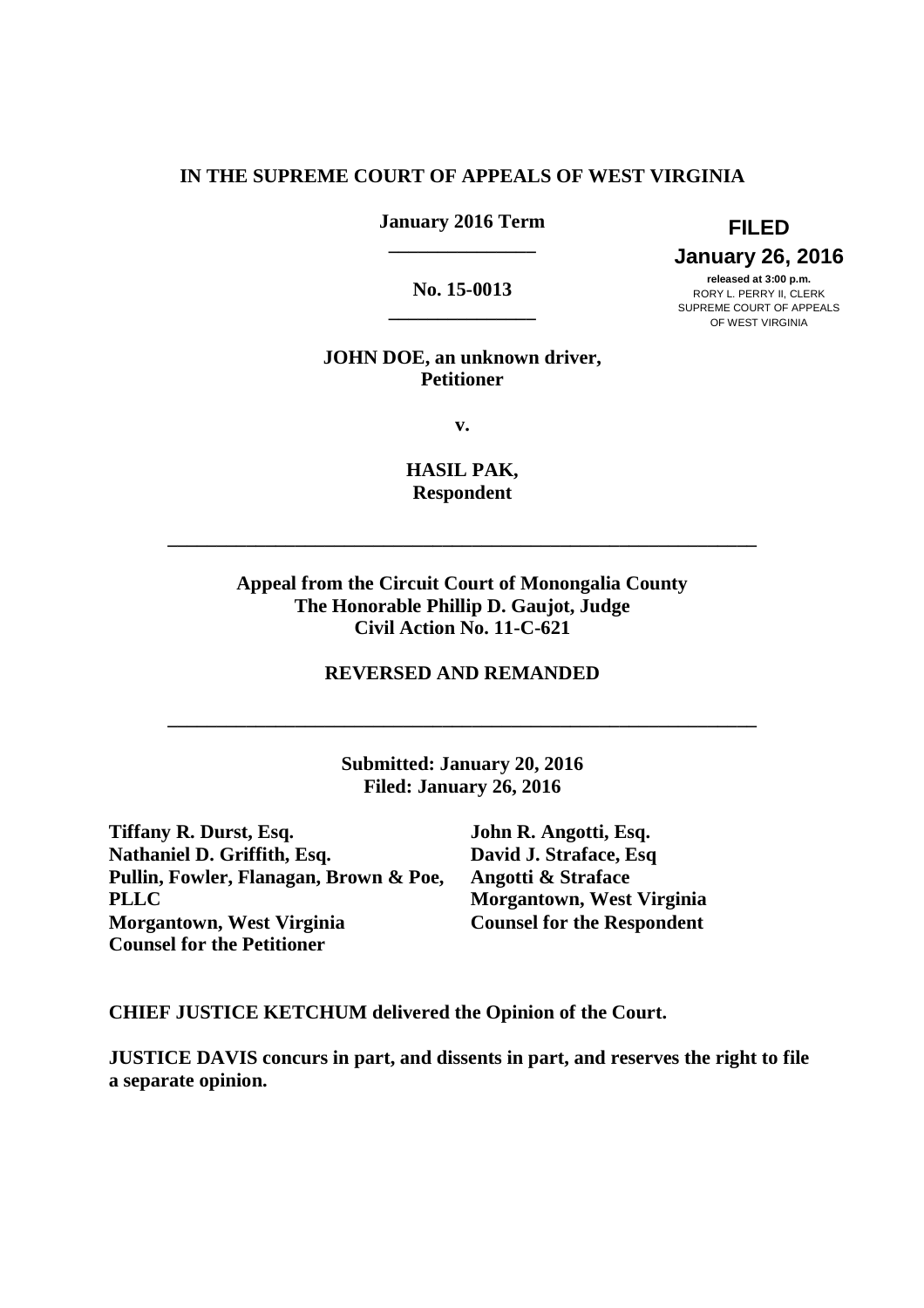**IN THE SUPREME COURT OF APPEALS OF WEST VIRGINIA**

**January 2016 Term**

**\_\_\_\_\_\_\_\_\_\_\_\_\_\_\_**

**No. 15-0013**

**\_\_\_\_\_\_\_\_\_\_\_\_\_\_\_**

**FILED**
**January 26, 2016**
**released at 3:00 p.m.**
RORY L. PERRY II, CLERK
SUPREME COURT OF APPEALS
OF WEST VIRGINIA

**JOHN DOE, an unknown driver,**
**Petitioner**

**v.**

**HASIL PAK,**
**Respondent**

---

**Appeal from the Circuit Court of Monongalia County**
**The Honorable Phillip D. Gaujot, Judge**
**Civil Action No. 11-C-621**

**REVERSED AND REMANDED**

---

**Submitted: January 20, 2016**
**Filed: January 26, 2016**

**Tiffany R. Durst, Esq.**
**Nathaniel D. Griffith, Esq.**
**Pullin, Fowler, Flanagan, Brown & Poe, PLLC**
**Morgantown, West Virginia**
**Counsel for the Petitioner**

**John R. Angotti, Esq.**
**David J. Straface, Esq**
**Angotti & Straface**
**Morgantown, West Virginia**
**Counsel for the Respondent**

**CHIEF JUSTICE KETCHUM delivered the Opinion of the Court.**

**JUSTICE DAVIS concurs in part, and dissents in part, and reserves the right to file a separate opinion.**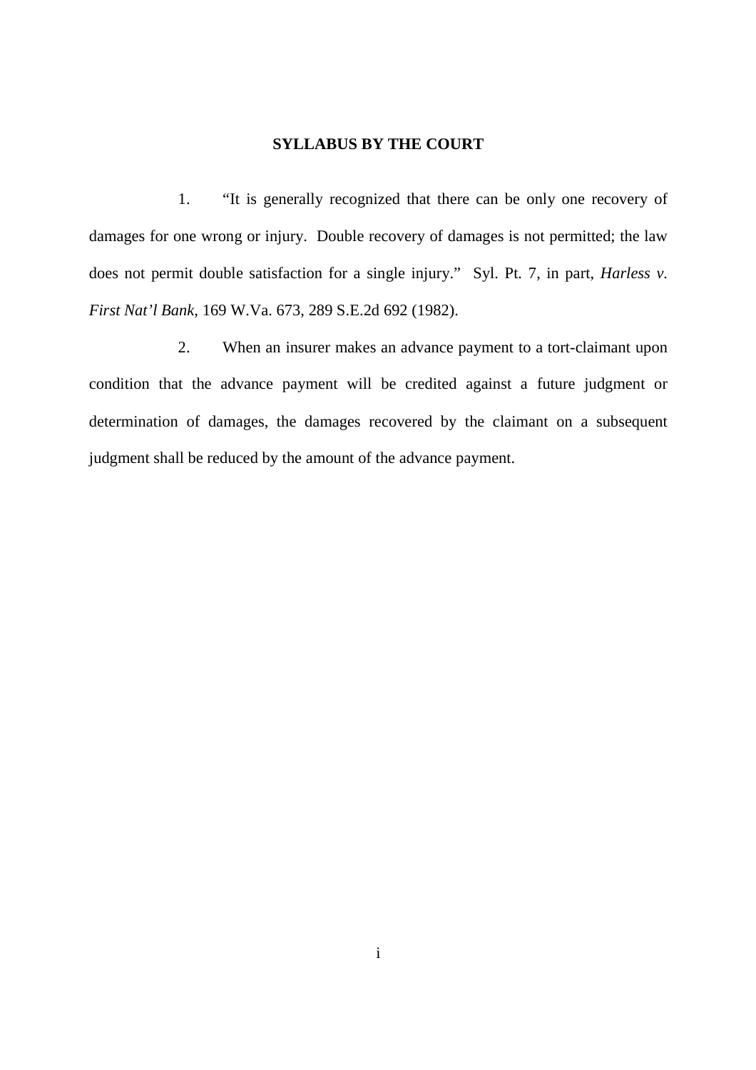**SYLLABUS BY THE COURT**

1. "It is generally recognized that there can be only one recovery of damages for one wrong or injury. Double recovery of damages is not permitted; the law does not permit double satisfaction for a single injury." Syl. Pt. 7, in part, *Harless v. First Nat'l Bank*, 169 W.Va. 673, 289 S.E.2d 692 (1982).

2. When an insurer makes an advance payment to a tort-claimant upon condition that the advance payment will be credited against a future judgment or determination of damages, the damages recovered by the claimant on a subsequent judgment shall be reduced by the amount of the advance payment.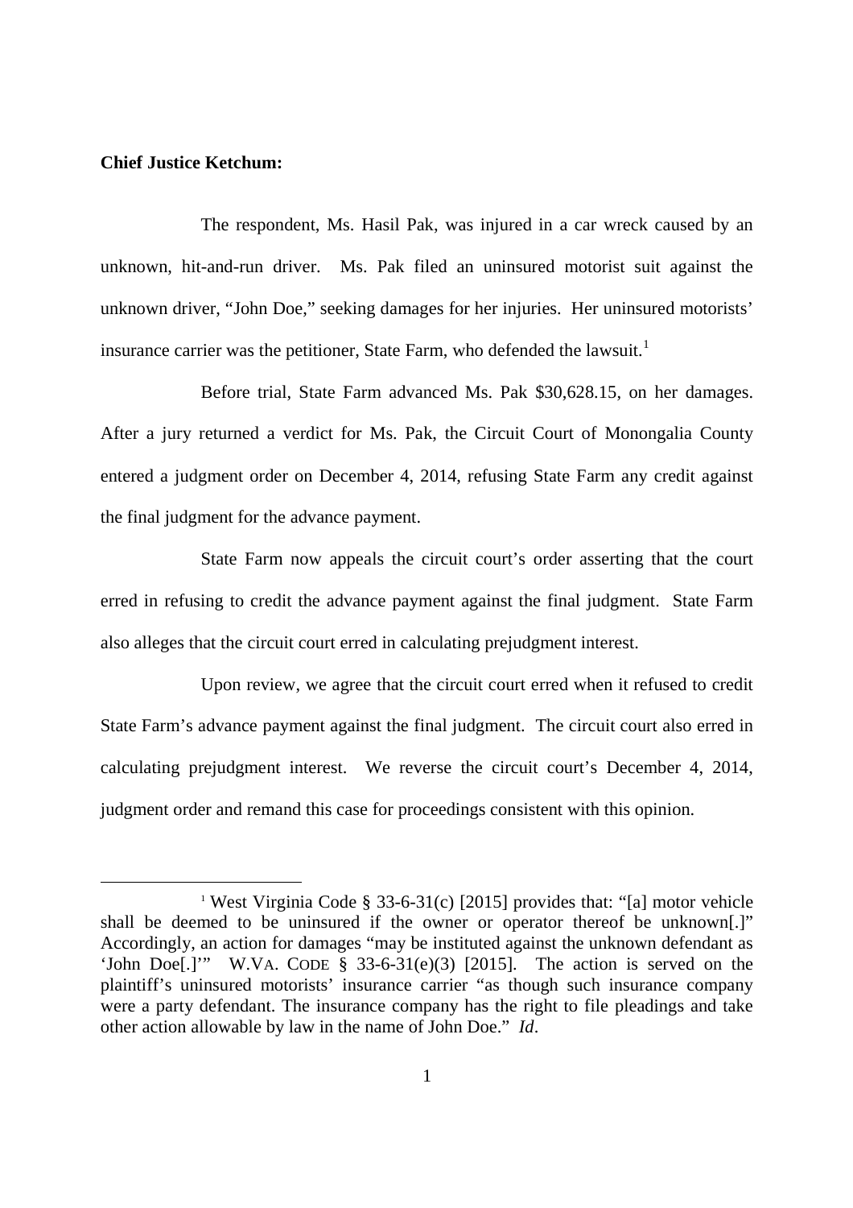**Chief Justice Ketchum:**

The respondent, Ms. Hasil Pak, was injured in a car wreck caused by an unknown, hit-and-run driver. Ms. Pak filed an uninsured motorist suit against the unknown driver, "John Doe," seeking damages for her injuries. Her uninsured motorists' insurance carrier was the petitioner, State Farm, who defended the lawsuit.[1]

Before trial, State Farm advanced Ms. Pak $30,628.15, on her damages. After a jury returned a verdict for Ms. Pak, the Circuit Court of Monongalia County entered a judgment order on December 4, 2014, refusing State Farm any credit against the final judgment for the advance payment.

State Farm now appeals the circuit court's order asserting that the court erred in refusing to credit the advance payment against the final judgment. State Farm also alleges that the circuit court erred in calculating prejudgment interest.

Upon review, we agree that the circuit court erred when it refused to credit State Farm's advance payment against the final judgment. The circuit court also erred in calculating prejudgment interest. We reverse the circuit court's December 4, 2014, judgment order and remand this case for proceedings consistent with this opinion.

---

[1] West Virginia Code § 33-6-31(c) [2015] provides that: "[a] motor vehicle shall be deemed to be uninsured if the owner or operator thereof be unknown[.]" Accordingly, an action for damages "may be instituted against the unknown defendant as 'John Doe[.]'" W.VA. CODE § 33-6-31(e)(3) [2015]. The action is served on the plaintiff's uninsured motorists' insurance carrier "as though such insurance company were a party defendant. The insurance company has the right to file pleadings and take other action allowable by law in the name of John Doe." *Id*.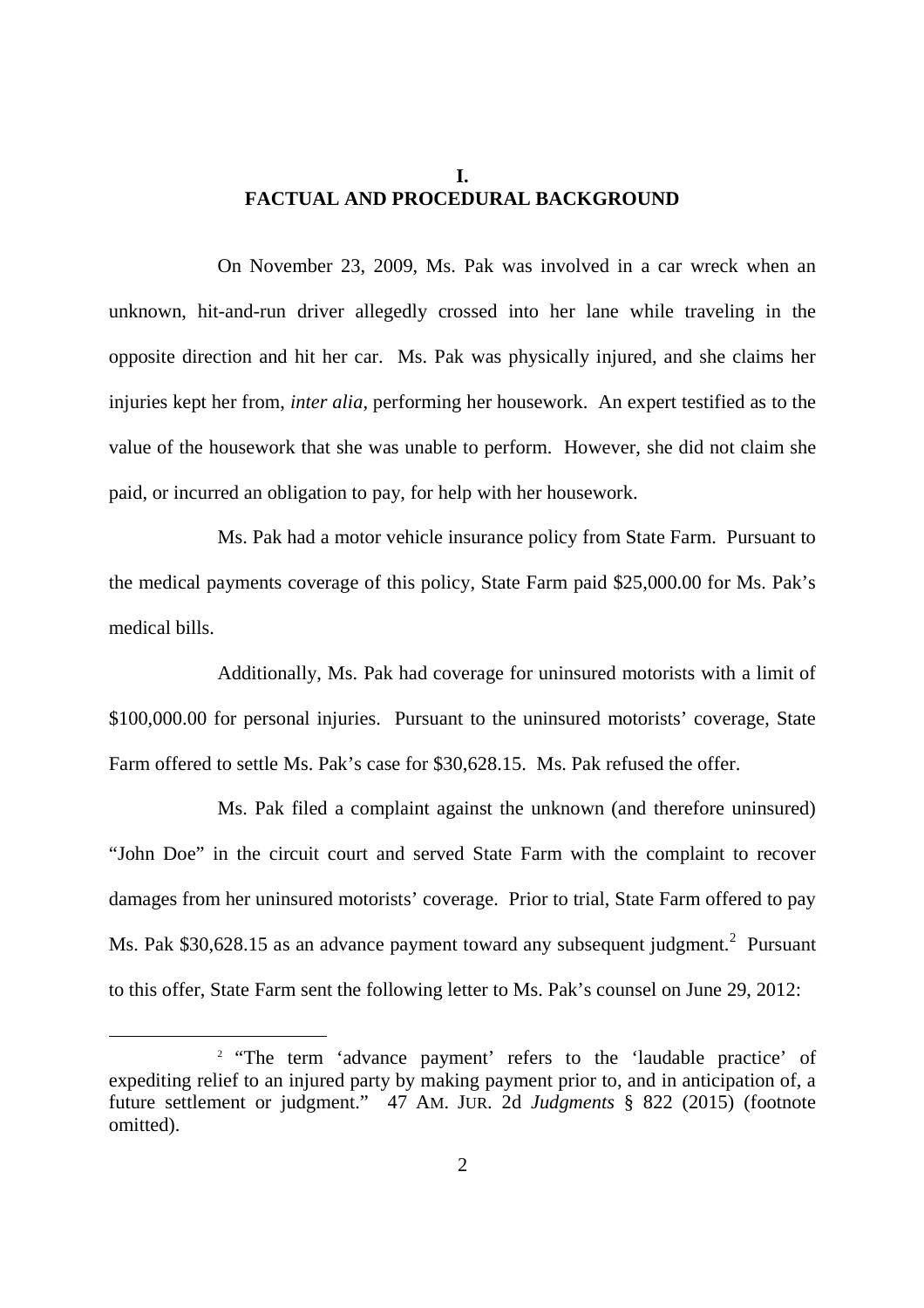## I.
## FACTUAL AND PROCEDURAL BACKGROUND

On November 23, 2009, Ms. Pak was involved in a car wreck when an unknown, hit-and-run driver allegedly crossed into her lane while traveling in the opposite direction and hit her car. Ms. Pak was physically injured, and she claims her injuries kept her from, *inter alia*, performing her housework. An expert testified as to the value of the housework that she was unable to perform. However, she did not claim she paid, or incurred an obligation to pay, for help with her housework.

Ms. Pak had a motor vehicle insurance policy from State Farm. Pursuant to the medical payments coverage of this policy, State Farm paid $25,000.00 for Ms. Pak's medical bills.

Additionally, Ms. Pak had coverage for uninsured motorists with a limit of $100,000.00 for personal injuries. Pursuant to the uninsured motorists' coverage, State Farm offered to settle Ms. Pak's case for $30,628.15. Ms. Pak refused the offer.

Ms. Pak filed a complaint against the unknown (and therefore uninsured) "John Doe" in the circuit court and served State Farm with the complaint to recover damages from her uninsured motorists' coverage. Prior to trial, State Farm offered to pay Ms. Pak $30,628.15 as an advance payment toward any subsequent judgment.[2] Pursuant to this offer, State Farm sent the following letter to Ms. Pak's counsel on June 29, 2012:

[2] "The term 'advance payment' refers to the 'laudable practice' of expediting relief to an injured party by making payment prior to, and in anticipation of, a future settlement or judgment." 47 AM. JUR. 2d *Judgments* § 822 (2015) (footnote omitted).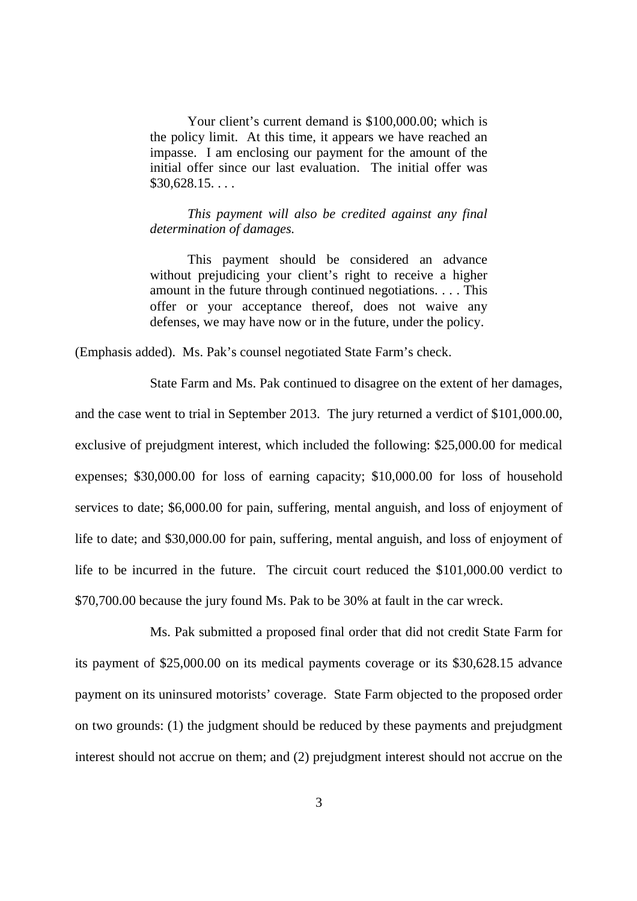> Your client's current demand is $100,000.00; which is the policy limit. At this time, it appears we have reached an impasse. I am enclosing our payment for the amount of the initial offer since our last evaluation. The initial offer was $30,628.15. . . .
>
> *This payment will also be credited against any final determination of damages.*
>
> This payment should be considered an advance without prejudicing your client's right to receive a higher amount in the future through continued negotiations. . . . This offer or your acceptance thereof, does not waive any defenses, we may have now or in the future, under the policy.

(Emphasis added). Ms. Pak's counsel negotiated State Farm's check.

State Farm and Ms. Pak continued to disagree on the extent of her damages, and the case went to trial in September 2013. The jury returned a verdict of $101,000.00, exclusive of prejudgment interest, which included the following: $25,000.00 for medical expenses; $30,000.00 for loss of earning capacity; $10,000.00 for loss of household services to date; $6,000.00 for pain, suffering, mental anguish, and loss of enjoyment of life to date; and $30,000.00 for pain, suffering, mental anguish, and loss of enjoyment of life to be incurred in the future. The circuit court reduced the $101,000.00 verdict to $70,700.00 because the jury found Ms. Pak to be 30% at fault in the car wreck.

Ms. Pak submitted a proposed final order that did not credit State Farm for its payment of $25,000.00 on its medical payments coverage or its $30,628.15 advance payment on its uninsured motorists' coverage. State Farm objected to the proposed order on two grounds: (1) the judgment should be reduced by these payments and prejudgment interest should not accrue on them; and (2) prejudgment interest should not accrue on the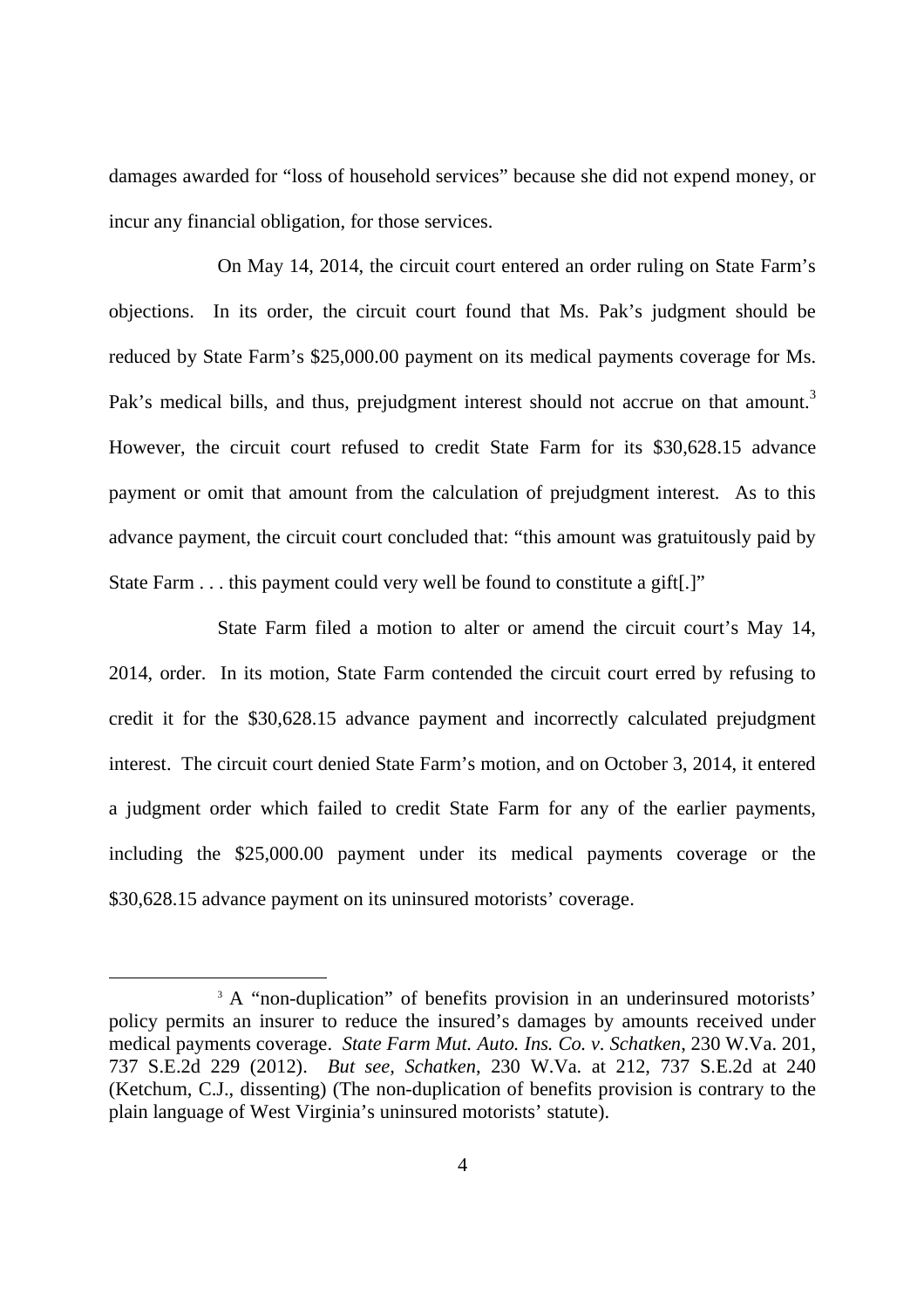damages awarded for "loss of household services" because she did not expend money, or incur any financial obligation, for those services.

On May 14, 2014, the circuit court entered an order ruling on State Farm's objections. In its order, the circuit court found that Ms. Pak's judgment should be reduced by State Farm's $25,000.00 payment on its medical payments coverage for Ms. Pak's medical bills, and thus, prejudgment interest should not accrue on that amount.[3] However, the circuit court refused to credit State Farm for its $30,628.15 advance payment or omit that amount from the calculation of prejudgment interest. As to this advance payment, the circuit court concluded that: "this amount was gratuitously paid by State Farm . . . this payment could very well be found to constitute a gift[.]"

State Farm filed a motion to alter or amend the circuit court's May 14, 2014, order. In its motion, State Farm contended the circuit court erred by refusing to credit it for the $30,628.15 advance payment and incorrectly calculated prejudgment interest. The circuit court denied State Farm's motion, and on October 3, 2014, it entered a judgment order which failed to credit State Farm for any of the earlier payments, including the $25,000.00 payment under its medical payments coverage or the $30,628.15 advance payment on its uninsured motorists' coverage.

---

[3] A "non-duplication" of benefits provision in an underinsured motorists' policy permits an insurer to reduce the insured's damages by amounts received under medical payments coverage. *State Farm Mut. Auto. Ins. Co. v. Schatken*, 230 W.Va. 201, 737 S.E.2d 229 (2012). *But see*, *Schatken*, 230 W.Va. at 212, 737 S.E.2d at 240 (Ketchum, C.J., dissenting) (The non-duplication of benefits provision is contrary to the plain language of West Virginia's uninsured motorists' statute).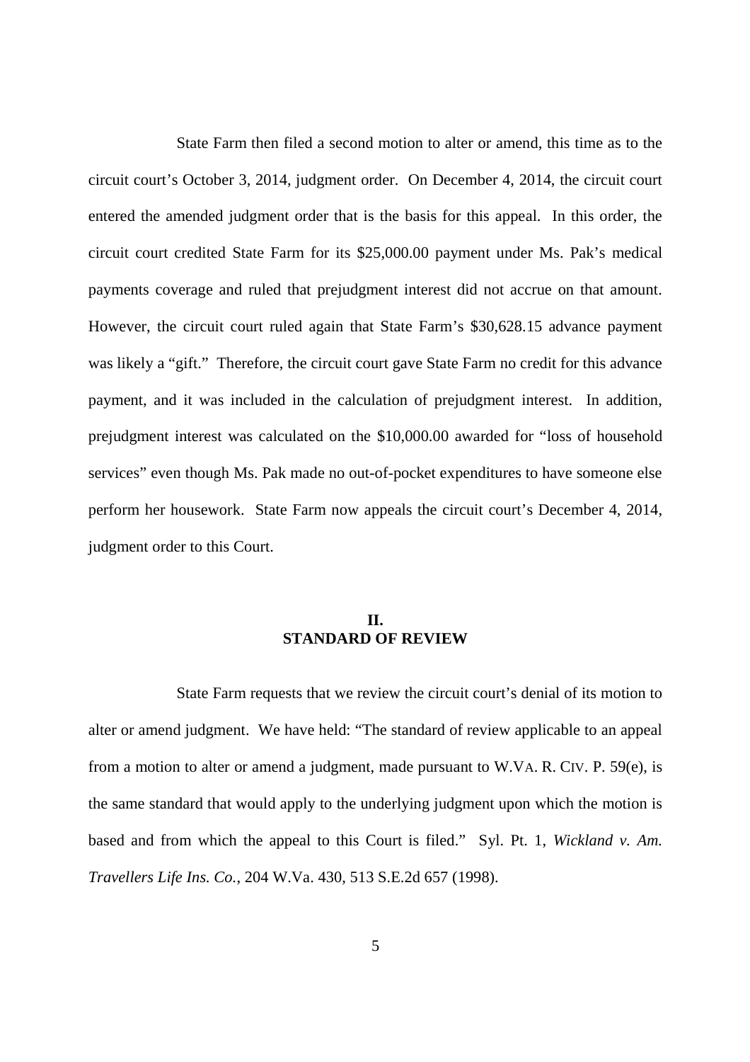State Farm then filed a second motion to alter or amend, this time as to the circuit court's October 3, 2014, judgment order. On December 4, 2014, the circuit court entered the amended judgment order that is the basis for this appeal. In this order, the circuit court credited State Farm for its $25,000.00 payment under Ms. Pak's medical payments coverage and ruled that prejudgment interest did not accrue on that amount. However, the circuit court ruled again that State Farm's $30,628.15 advance payment was likely a "gift." Therefore, the circuit court gave State Farm no credit for this advance payment, and it was included in the calculation of prejudgment interest. In addition, prejudgment interest was calculated on the $10,000.00 awarded for "loss of household services" even though Ms. Pak made no out-of-pocket expenditures to have someone else perform her housework. State Farm now appeals the circuit court's December 4, 2014, judgment order to this Court.

## II. STANDARD OF REVIEW

State Farm requests that we review the circuit court's denial of its motion to alter or amend judgment. We have held: "The standard of review applicable to an appeal from a motion to alter or amend a judgment, made pursuant to W.VA. R. CIV. P. 59(e), is the same standard that would apply to the underlying judgment upon which the motion is based and from which the appeal to this Court is filed." Syl. Pt. 1, *Wickland v. Am. Travellers Life Ins. Co.*, 204 W.Va. 430, 513 S.E.2d 657 (1998).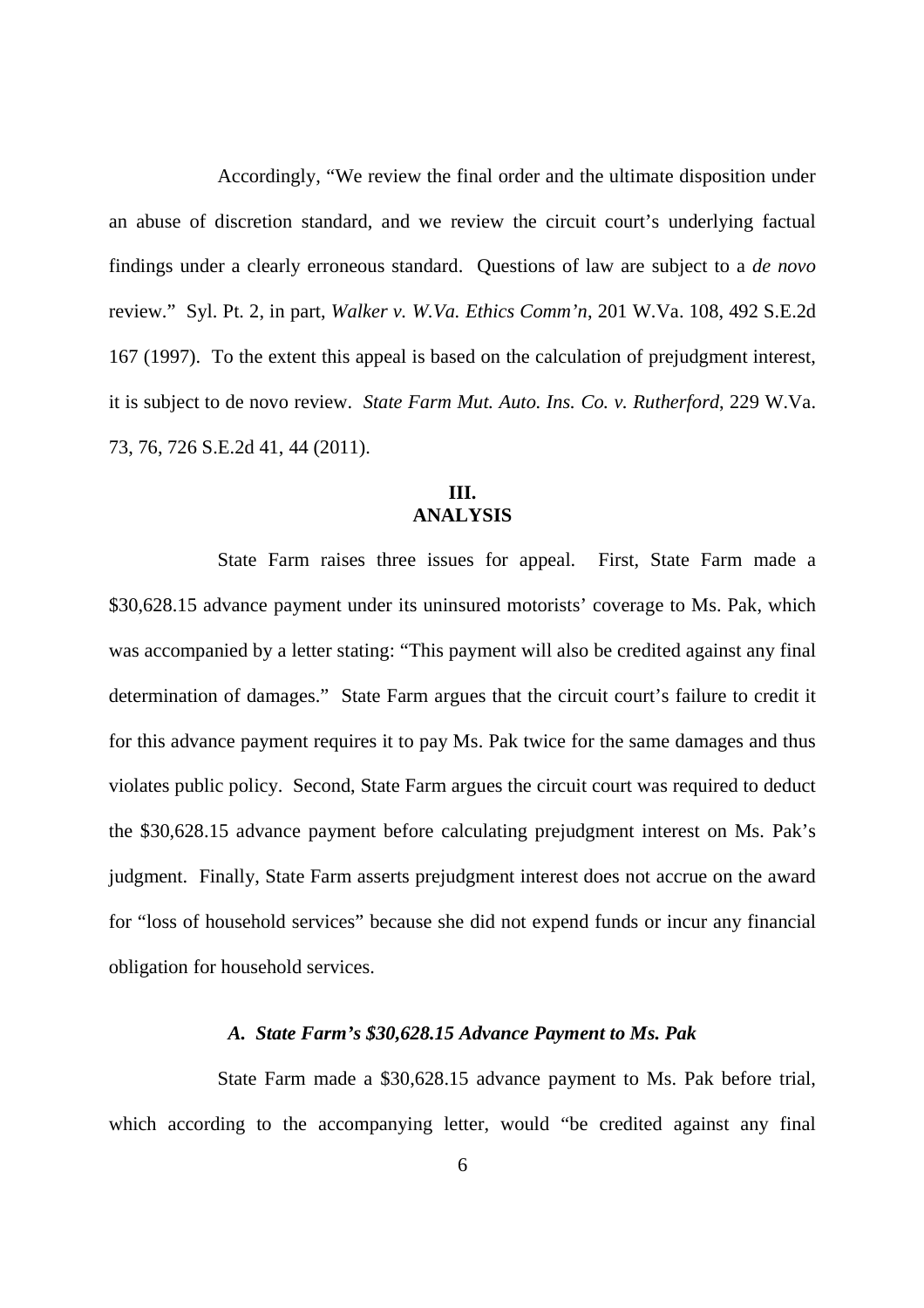Accordingly, "We review the final order and the ultimate disposition under an abuse of discretion standard, and we review the circuit court's underlying factual findings under a clearly erroneous standard. Questions of law are subject to a *de novo* review." Syl. Pt. 2, in part, *Walker v. W.Va. Ethics Comm'n*, 201 W.Va. 108, 492 S.E.2d 167 (1997). To the extent this appeal is based on the calculation of prejudgment interest, it is subject to de novo review. *State Farm Mut. Auto. Ins. Co. v. Rutherford*, 229 W.Va. 73, 76, 726 S.E.2d 41, 44 (2011).

## III. ANALYSIS

State Farm raises three issues for appeal. First, State Farm made a $30,628.15 advance payment under its uninsured motorists' coverage to Ms. Pak, which was accompanied by a letter stating: "This payment will also be credited against any final determination of damages." State Farm argues that the circuit court's failure to credit it for this advance payment requires it to pay Ms. Pak twice for the same damages and thus violates public policy. Second, State Farm argues the circuit court was required to deduct the $30,628.15 advance payment before calculating prejudgment interest on Ms. Pak's judgment. Finally, State Farm asserts prejudgment interest does not accrue on the award for "loss of household services" because she did not expend funds or incur any financial obligation for household services.

### *A. State Farm's $30,628.15 Advance Payment to Ms. Pak*

State Farm made a $30,628.15 advance payment to Ms. Pak before trial, which according to the accompanying letter, would "be credited against any final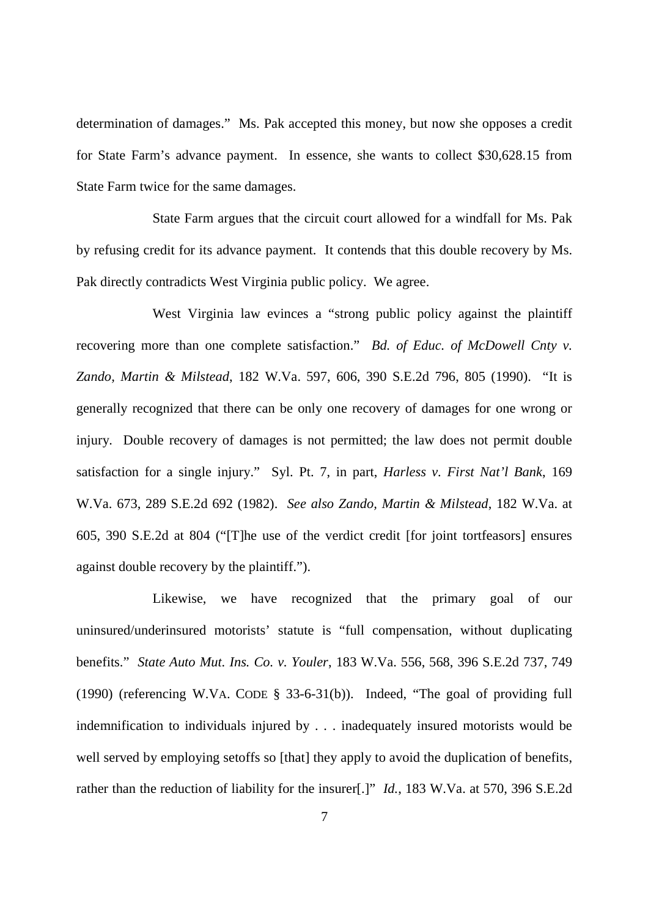determination of damages." Ms. Pak accepted this money, but now she opposes a credit for State Farm's advance payment. In essence, she wants to collect $30,628.15 from State Farm twice for the same damages.

State Farm argues that the circuit court allowed for a windfall for Ms. Pak by refusing credit for its advance payment. It contends that this double recovery by Ms. Pak directly contradicts West Virginia public policy. We agree.

West Virginia law evinces a "strong public policy against the plaintiff recovering more than one complete satisfaction." *Bd. of Educ. of McDowell Cnty v. Zando, Martin & Milstead*, 182 W.Va. 597, 606, 390 S.E.2d 796, 805 (1990). "It is generally recognized that there can be only one recovery of damages for one wrong or injury. Double recovery of damages is not permitted; the law does not permit double satisfaction for a single injury." Syl. Pt. 7, in part, *Harless v. First Nat'l Bank*, 169 W.Va. 673, 289 S.E.2d 692 (1982). *See also Zando, Martin & Milstead*, 182 W.Va. at 605, 390 S.E.2d at 804 ("[T]he use of the verdict credit [for joint tortfeasors] ensures against double recovery by the plaintiff.").

Likewise, we have recognized that the primary goal of our uninsured/underinsured motorists' statute is "full compensation, without duplicating benefits." *State Auto Mut. Ins. Co. v. Youler*, 183 W.Va. 556, 568, 396 S.E.2d 737, 749 (1990) (referencing W.VA. CODE § 33-6-31(b)). Indeed, "The goal of providing full indemnification to individuals injured by . . . inadequately insured motorists would be well served by employing setoffs so [that] they apply to avoid the duplication of benefits, rather than the reduction of liability for the insurer[.]" *Id.*, 183 W.Va. at 570, 396 S.E.2d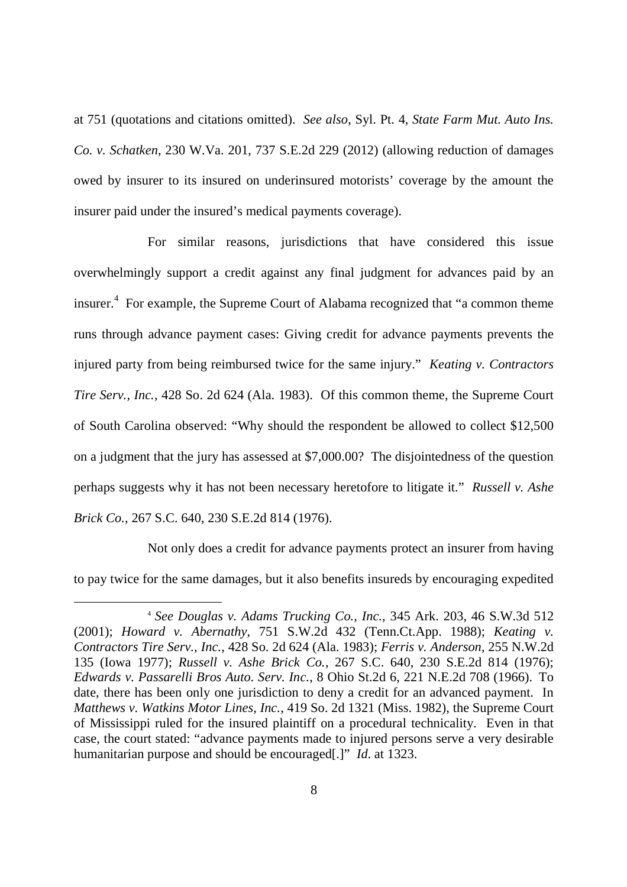at 751 (quotations and citations omitted). *See also*, Syl. Pt. 4, *State Farm Mut. Auto Ins. Co. v. Schatken*, 230 W.Va. 201, 737 S.E.2d 229 (2012) (allowing reduction of damages owed by insurer to its insured on underinsured motorists' coverage by the amount the insurer paid under the insured's medical payments coverage).

For similar reasons, jurisdictions that have considered this issue overwhelmingly support a credit against any final judgment for advances paid by an insurer.[4] For example, the Supreme Court of Alabama recognized that "a common theme runs through advance payment cases: Giving credit for advance payments prevents the injured party from being reimbursed twice for the same injury." *Keating v. Contractors Tire Serv., Inc.*, 428 So. 2d 624 (Ala. 1983). Of this common theme, the Supreme Court of South Carolina observed: "Why should the respondent be allowed to collect $12,500 on a judgment that the jury has assessed at $7,000.00? The disjointedness of the question perhaps suggests why it has not been necessary heretofore to litigate it." *Russell v. Ashe Brick Co.*, 267 S.C. 640, 230 S.E.2d 814 (1976).

Not only does a credit for advance payments protect an insurer from having to pay twice for the same damages, but it also benefits insureds by encouraging expedited

[4] *See Douglas v. Adams Trucking Co., Inc.*, 345 Ark. 203, 46 S.W.3d 512 (2001); *Howard v. Abernathy*, 751 S.W.2d 432 (Tenn.Ct.App. 1988); *Keating v. Contractors Tire Serv., Inc.*, 428 So. 2d 624 (Ala. 1983); *Ferris v. Anderson*, 255 N.W.2d 135 (Iowa 1977); *Russell v. Ashe Brick Co.*, 267 S.C. 640, 230 S.E.2d 814 (1976); *Edwards v. Passarelli Bros Auto. Serv. Inc.*, 8 Ohio St.2d 6, 221 N.E.2d 708 (1966). To date, there has been only one jurisdiction to deny a credit for an advanced payment. In *Matthews v. Watkins Motor Lines, Inc.*, 419 So. 2d 1321 (Miss. 1982), the Supreme Court of Mississippi ruled for the insured plaintiff on a procedural technicality. Even in that case, the court stated: "advance payments made to injured persons serve a very desirable humanitarian purpose and should be encouraged[.]" *Id.* at 1323.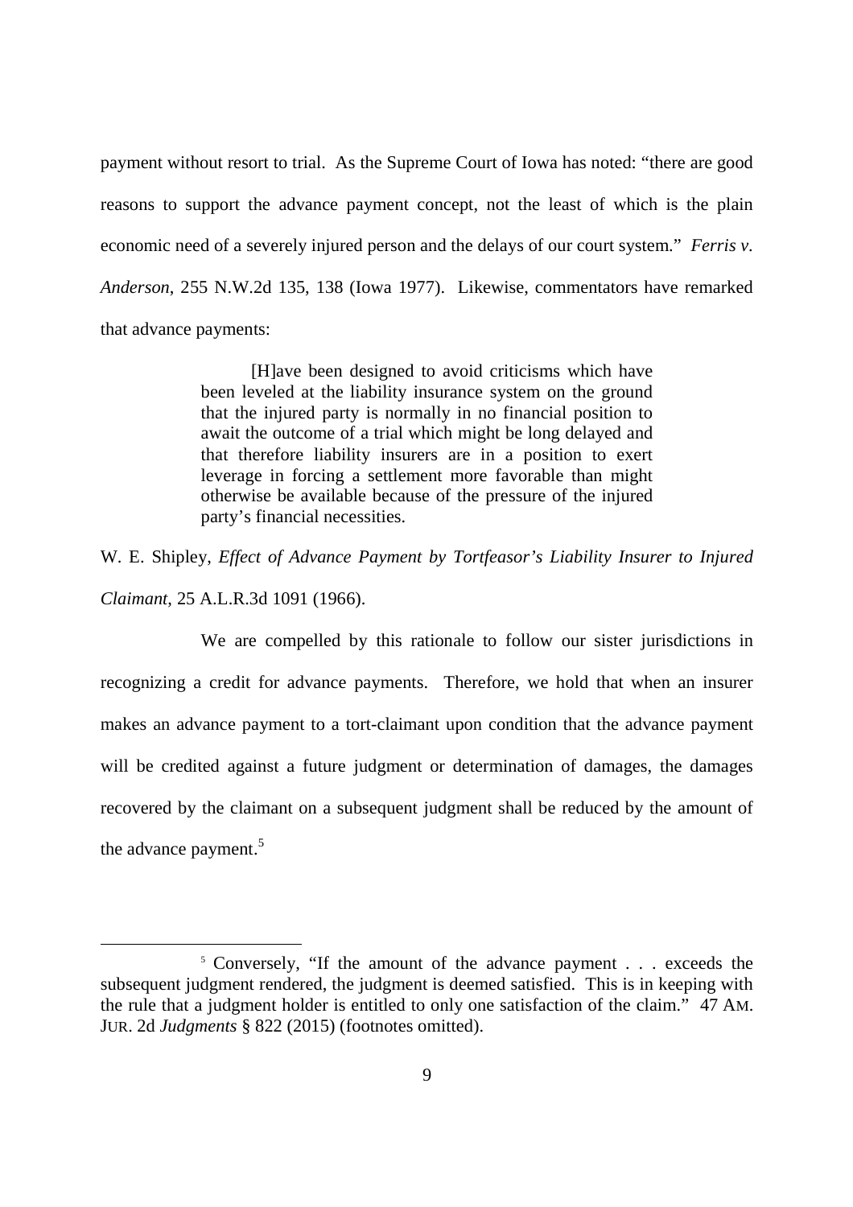payment without resort to trial. As the Supreme Court of Iowa has noted: "there are good reasons to support the advance payment concept, not the least of which is the plain economic need of a severely injured person and the delays of our court system." *Ferris v. Anderson*, 255 N.W.2d 135, 138 (Iowa 1977). Likewise, commentators have remarked that advance payments:

> [H]ave been designed to avoid criticisms which have been leveled at the liability insurance system on the ground that the injured party is normally in no financial position to await the outcome of a trial which might be long delayed and that therefore liability insurers are in a position to exert leverage in forcing a settlement more favorable than might otherwise be available because of the pressure of the injured party's financial necessities.

W. E. Shipley, *Effect of Advance Payment by Tortfeasor's Liability Insurer to Injured Claimant*, 25 A.L.R.3d 1091 (1966).

We are compelled by this rationale to follow our sister jurisdictions in recognizing a credit for advance payments. Therefore, we hold that when an insurer makes an advance payment to a tort-claimant upon condition that the advance payment will be credited against a future judgment or determination of damages, the damages recovered by the claimant on a subsequent judgment shall be reduced by the amount of the advance payment.[5]

---

[5] Conversely, "If the amount of the advance payment . . . exceeds the subsequent judgment rendered, the judgment is deemed satisfied. This is in keeping with the rule that a judgment holder is entitled to only one satisfaction of the claim." 47 AM. JUR. 2d *Judgments* § 822 (2015) (footnotes omitted).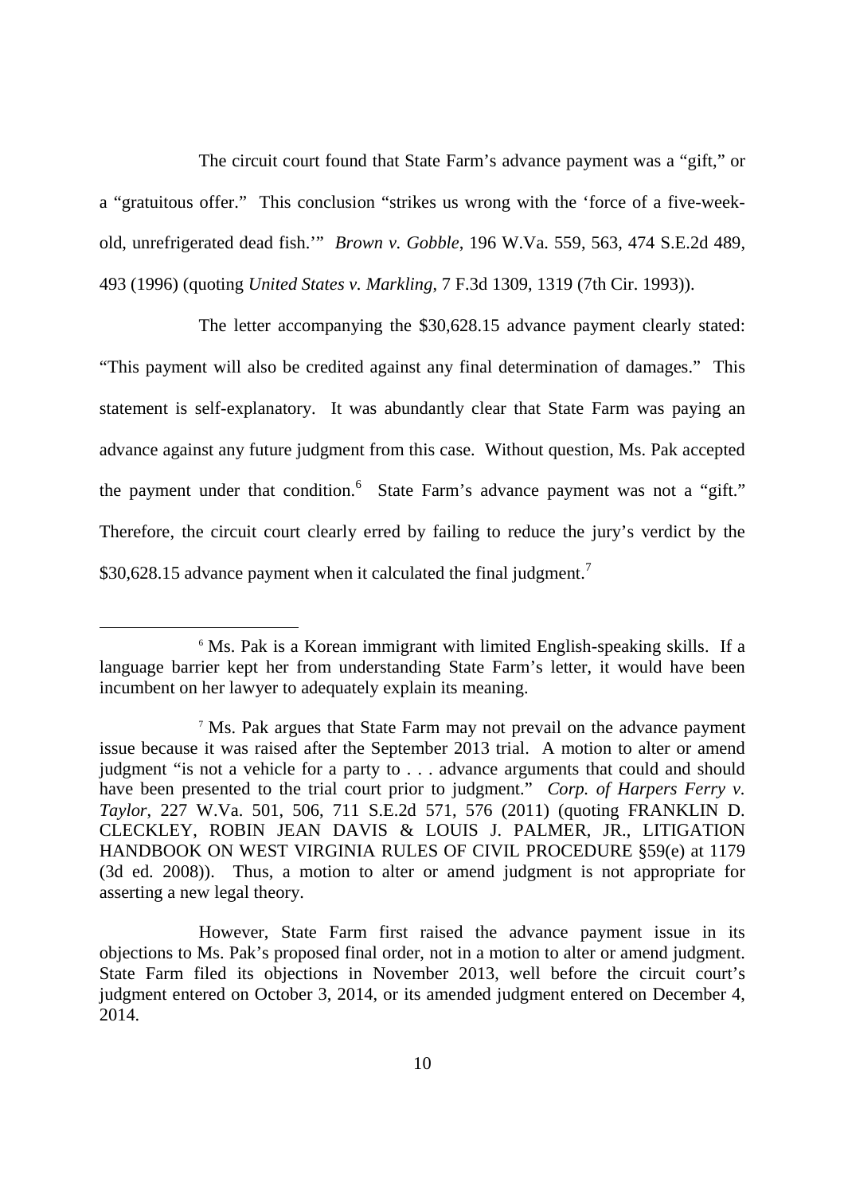The circuit court found that State Farm's advance payment was a "gift," or a "gratuitous offer." This conclusion "strikes us wrong with the 'force of a five-week-old, unrefrigerated dead fish.'" *Brown v. Gobble*, 196 W.Va. 559, 563, 474 S.E.2d 489, 493 (1996) (quoting *United States v. Markling*, 7 F.3d 1309, 1319 (7th Cir. 1993)).

The letter accompanying the $30,628.15 advance payment clearly stated: "This payment will also be credited against any final determination of damages." This statement is self-explanatory. It was abundantly clear that State Farm was paying an advance against any future judgment from this case. Without question, Ms. Pak accepted the payment under that condition.[6] State Farm's advance payment was not a "gift." Therefore, the circuit court clearly erred by failing to reduce the jury's verdict by the $30,628.15 advance payment when it calculated the final judgment.[7]

---

[6] Ms. Pak is a Korean immigrant with limited English-speaking skills. If a language barrier kept her from understanding State Farm's letter, it would have been incumbent on her lawyer to adequately explain its meaning.

[7] Ms. Pak argues that State Farm may not prevail on the advance payment issue because it was raised after the September 2013 trial. A motion to alter or amend judgment "is not a vehicle for a party to . . . advance arguments that could and should have been presented to the trial court prior to judgment." *Corp. of Harpers Ferry v. Taylor*, 227 W.Va. 501, 506, 711 S.E.2d 571, 576 (2011) (quoting FRANKLIN D. CLECKLEY, ROBIN JEAN DAVIS & LOUIS J. PALMER, JR., LITIGATION HANDBOOK ON WEST VIRGINIA RULES OF CIVIL PROCEDURE §59(e) at 1179 (3d ed. 2008)). Thus, a motion to alter or amend judgment is not appropriate for asserting a new legal theory.

However, State Farm first raised the advance payment issue in its objections to Ms. Pak's proposed final order, not in a motion to alter or amend judgment. State Farm filed its objections in November 2013, well before the circuit court's judgment entered on October 3, 2014, or its amended judgment entered on December 4, 2014.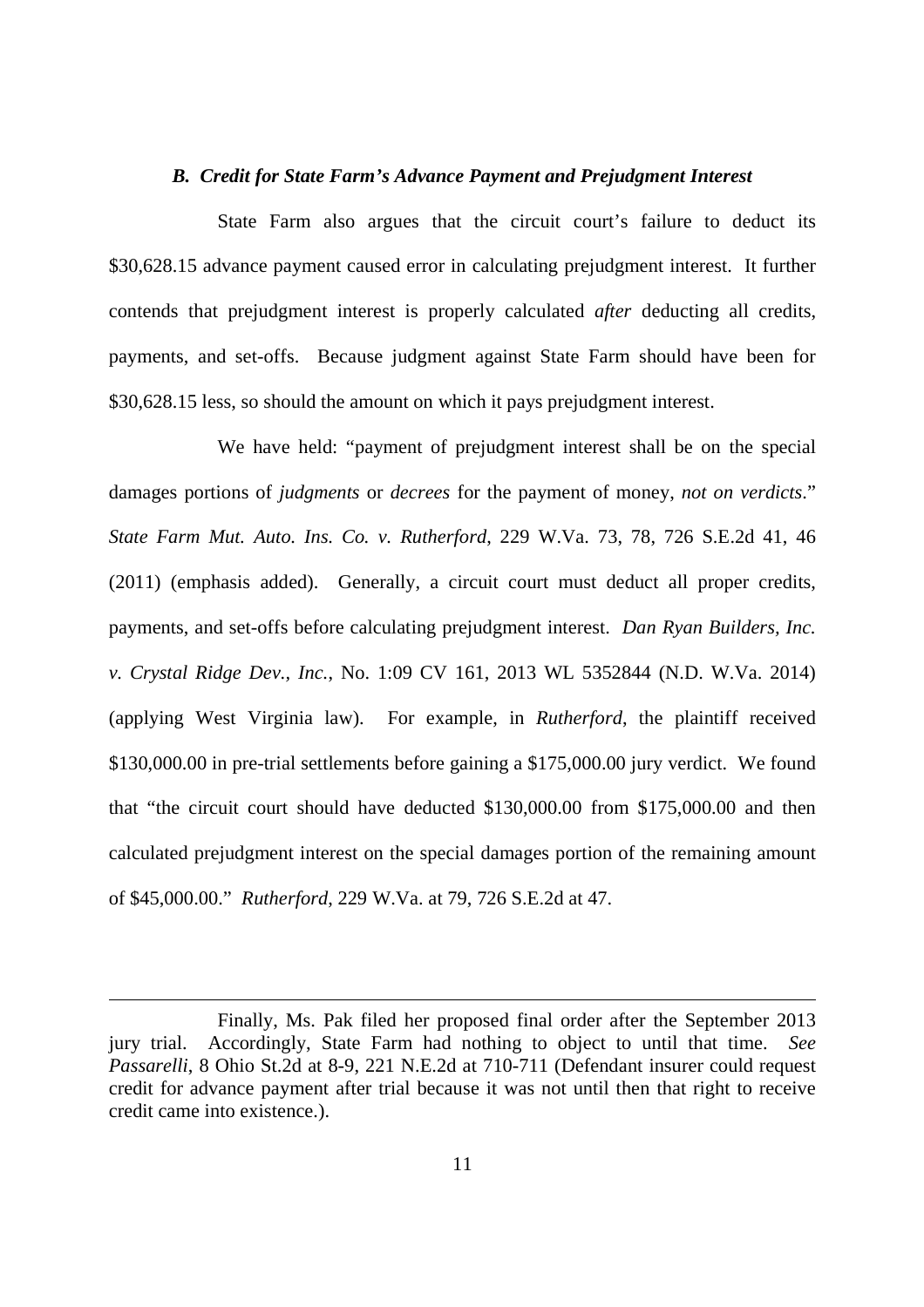### *B. Credit for State Farm's Advance Payment and Prejudgment Interest*

State Farm also argues that the circuit court's failure to deduct its \$30,628.15 advance payment caused error in calculating prejudgment interest. It further contends that prejudgment interest is properly calculated *after* deducting all credits, payments, and set-offs. Because judgment against State Farm should have been for \$30,628.15 less, so should the amount on which it pays prejudgment interest.

We have held: "payment of prejudgment interest shall be on the special damages portions of *judgments* or *decrees* for the payment of money, *not on verdicts*." *State Farm Mut. Auto. Ins. Co. v. Rutherford*, 229 W.Va. 73, 78, 726 S.E.2d 41, 46 (2011) (emphasis added). Generally, a circuit court must deduct all proper credits, payments, and set-offs before calculating prejudgment interest. *Dan Ryan Builders, Inc. v. Crystal Ridge Dev., Inc.*, No. 1:09 CV 161, 2013 WL 5352844 (N.D. W.Va. 2014) (applying West Virginia law). For example, in *Rutherford*, the plaintiff received \$130,000.00 in pre-trial settlements before gaining a \$175,000.00 jury verdict. We found that "the circuit court should have deducted \$130,000.00 from \$175,000.00 and then calculated prejudgment interest on the special damages portion of the remaining amount of \$45,000.00." *Rutherford*, 229 W.Va. at 79, 726 S.E.2d at 47.

---

Finally, Ms. Pak filed her proposed final order after the September 2013 jury trial. Accordingly, State Farm had nothing to object to until that time. *See Passarelli*, 8 Ohio St.2d at 8-9, 221 N.E.2d at 710-711 (Defendant insurer could request credit for advance payment after trial because it was not until then that right to receive credit came into existence.).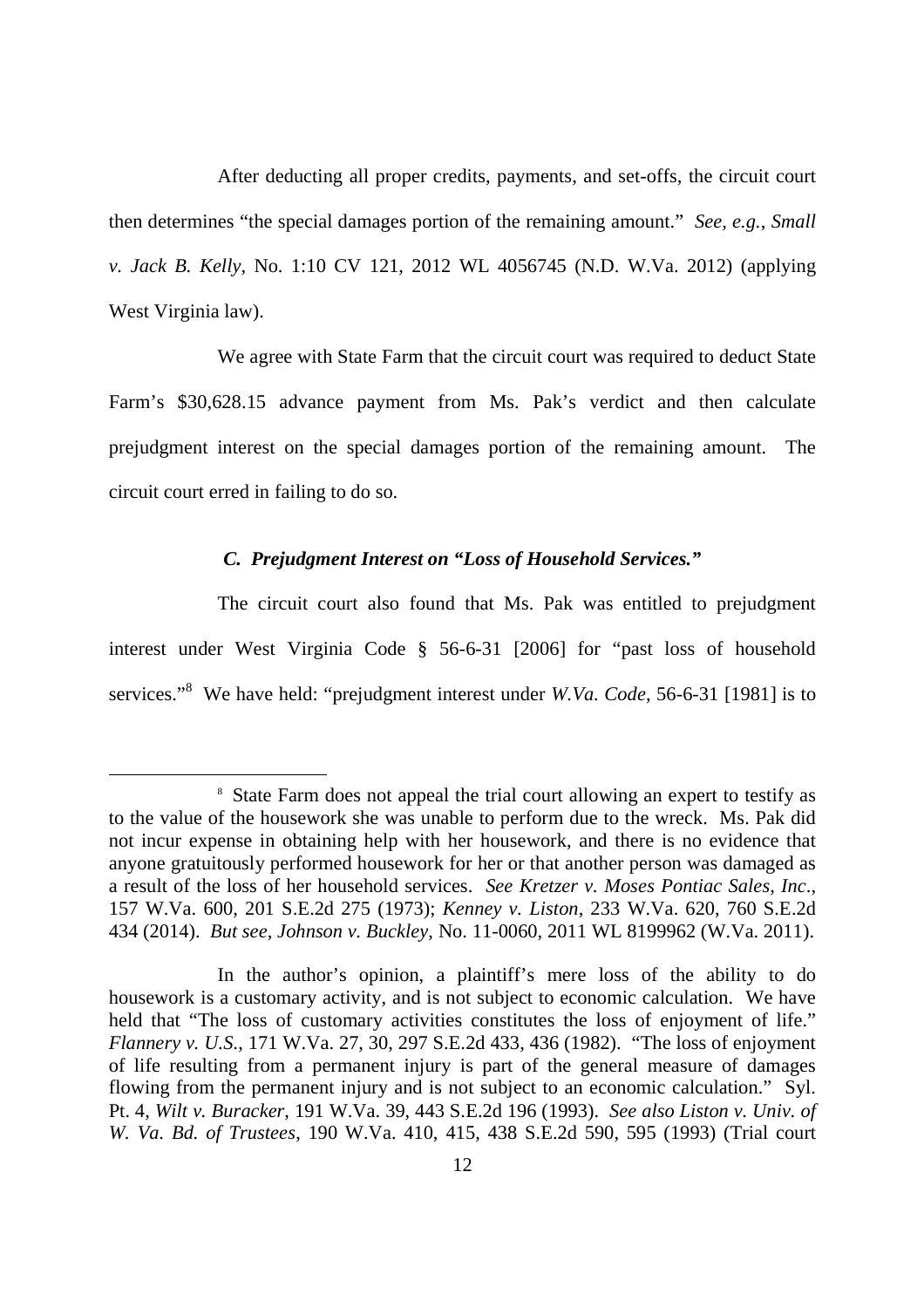After deducting all proper credits, payments, and set-offs, the circuit court then determines "the special damages portion of the remaining amount." *See, e.g.*, *Small v. Jack B. Kelly*, No. 1:10 CV 121, 2012 WL 4056745 (N.D. W.Va. 2012) (applying West Virginia law).

We agree with State Farm that the circuit court was required to deduct State Farm's $30,628.15 advance payment from Ms. Pak's verdict and then calculate prejudgment interest on the special damages portion of the remaining amount. The circuit court erred in failing to do so.

### *C. Prejudgment Interest on "Loss of Household Services."*

The circuit court also found that Ms. Pak was entitled to prejudgment interest under West Virginia Code § 56-6-31 [2006] for "past loss of household services."[8] We have held: "prejudgment interest under *W.Va. Code*, 56-6-31 [1981] is to

---

[8] State Farm does not appeal the trial court allowing an expert to testify as to the value of the housework she was unable to perform due to the wreck. Ms. Pak did not incur expense in obtaining help with her housework, and there is no evidence that anyone gratuitously performed housework for her or that another person was damaged as a result of the loss of her household services. *See Kretzer v. Moses Pontiac Sales, Inc.*, 157 W.Va. 600, 201 S.E.2d 275 (1973); *Kenney v. Liston*, 233 W.Va. 620, 760 S.E.2d 434 (2014). *But see*, *Johnson v. Buckley*, No. 11-0060, 2011 WL 8199962 (W.Va. 2011).

In the author's opinion, a plaintiff's mere loss of the ability to do housework is a customary activity, and is not subject to economic calculation. We have held that "The loss of customary activities constitutes the loss of enjoyment of life." *Flannery v. U.S.*, 171 W.Va. 27, 30, 297 S.E.2d 433, 436 (1982). "The loss of enjoyment of life resulting from a permanent injury is part of the general measure of damages flowing from the permanent injury and is not subject to an economic calculation." Syl. Pt. 4, *Wilt v. Buracker*, 191 W.Va. 39, 443 S.E.2d 196 (1993). *See also Liston v. Univ. of W. Va. Bd. of Trustees*, 190 W.Va. 410, 415, 438 S.E.2d 590, 595 (1993) (Trial court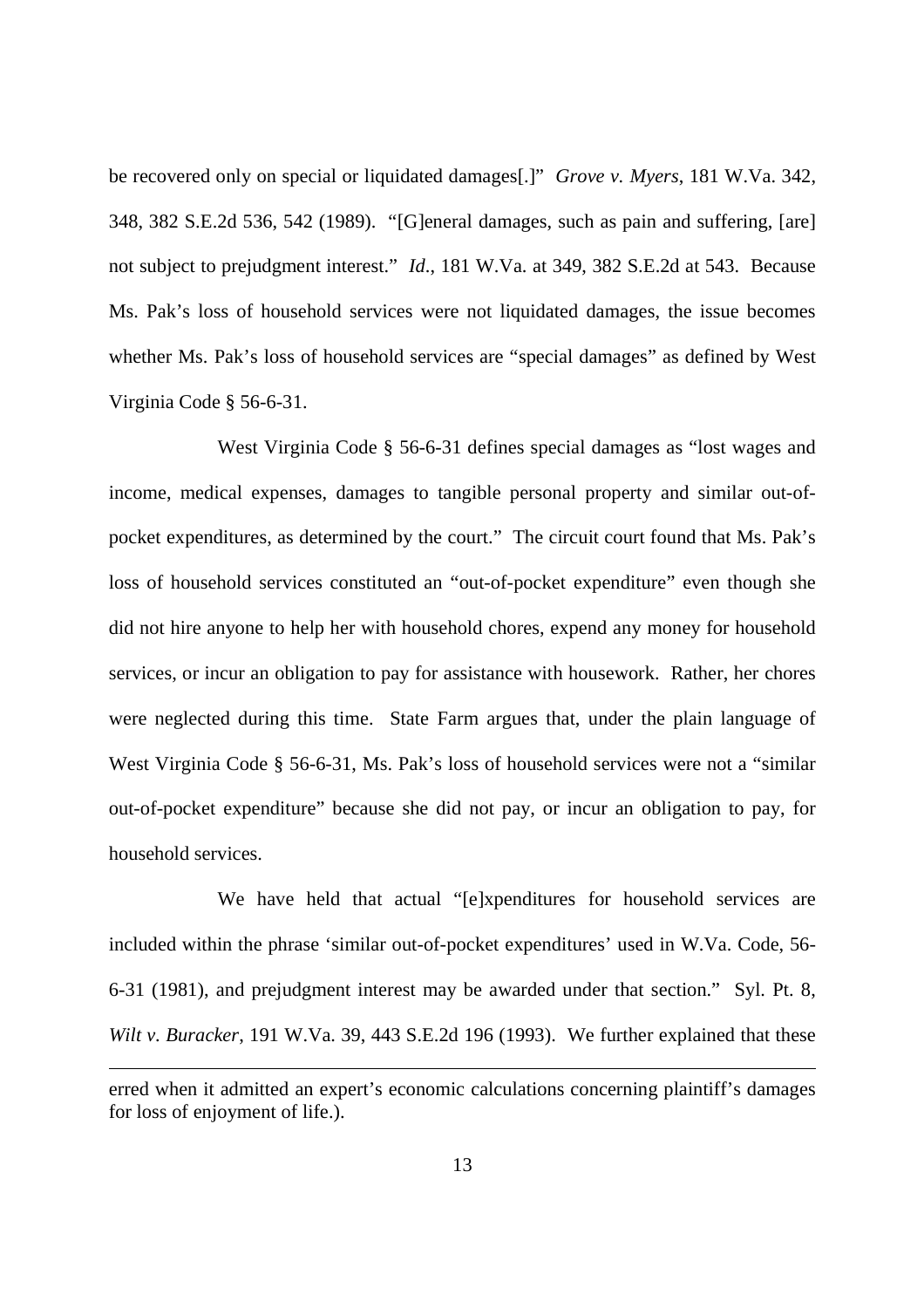be recovered only on special or liquidated damages[.]" *Grove v. Myers*, 181 W.Va. 342, 348, 382 S.E.2d 536, 542 (1989). "[G]eneral damages, such as pain and suffering, [are] not subject to prejudgment interest." *Id*., 181 W.Va. at 349, 382 S.E.2d at 543. Because Ms. Pak's loss of household services were not liquidated damages, the issue becomes whether Ms. Pak's loss of household services are "special damages" as defined by West Virginia Code § 56-6-31.

West Virginia Code § 56-6-31 defines special damages as "lost wages and income, medical expenses, damages to tangible personal property and similar out-of-pocket expenditures, as determined by the court." The circuit court found that Ms. Pak's loss of household services constituted an "out-of-pocket expenditure" even though she did not hire anyone to help her with household chores, expend any money for household services, or incur an obligation to pay for assistance with housework. Rather, her chores were neglected during this time. State Farm argues that, under the plain language of West Virginia Code § 56-6-31, Ms. Pak's loss of household services were not a "similar out-of-pocket expenditure" because she did not pay, or incur an obligation to pay, for household services.

We have held that actual "[e]xpenditures for household services are included within the phrase 'similar out-of-pocket expenditures' used in W.Va. Code, 56-6-31 (1981), and prejudgment interest may be awarded under that section." Syl. Pt. 8, *Wilt v. Buracker*, 191 W.Va. 39, 443 S.E.2d 196 (1993). We further explained that these

erred when it admitted an expert's economic calculations concerning plaintiff's damages for loss of enjoyment of life.).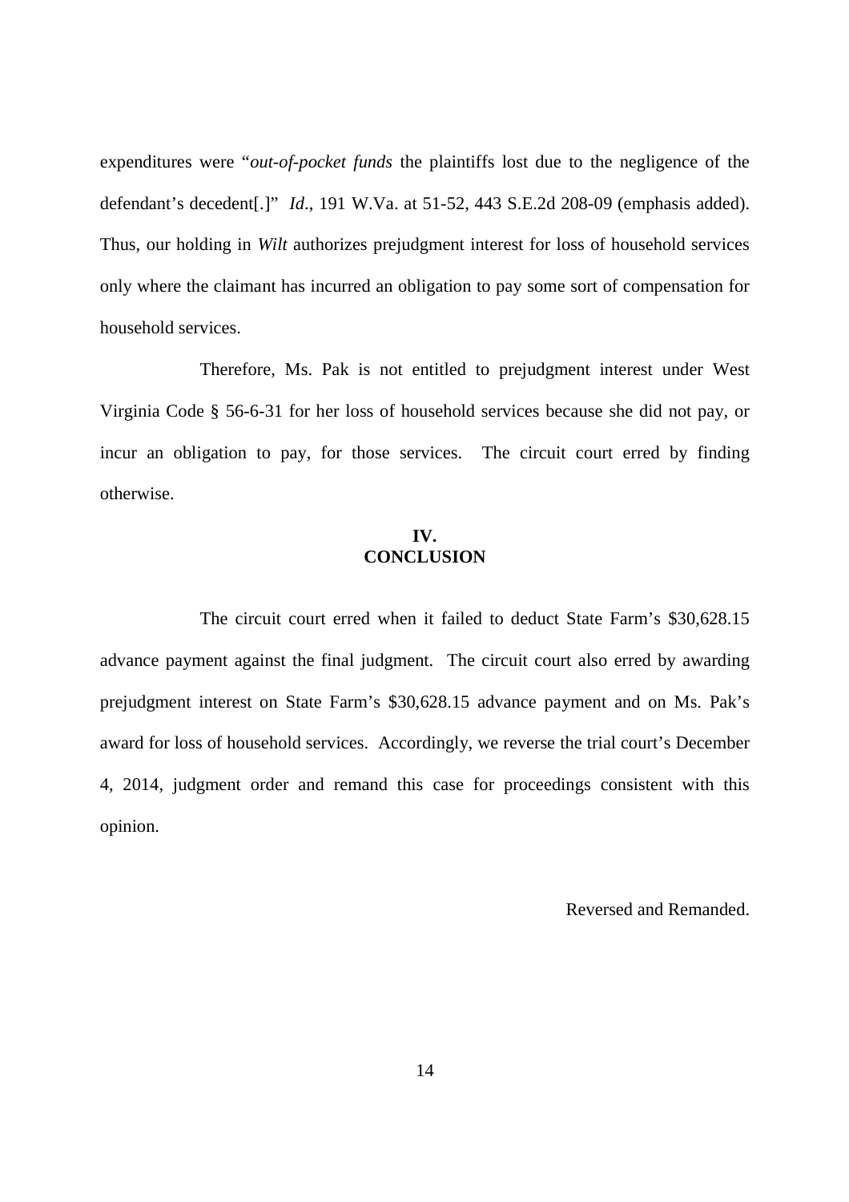expenditures were "*out-of-pocket funds* the plaintiffs lost due to the negligence of the defendant's decedent[.]" *Id*., 191 W.Va. at 51-52, 443 S.E.2d 208-09 (emphasis added). Thus, our holding in *Wilt* authorizes prejudgment interest for loss of household services only where the claimant has incurred an obligation to pay some sort of compensation for household services.

Therefore, Ms. Pak is not entitled to prejudgment interest under West Virginia Code § 56-6-31 for her loss of household services because she did not pay, or incur an obligation to pay, for those services. The circuit court erred by finding otherwise.

## IV. CONCLUSION

The circuit court erred when it failed to deduct State Farm's $30,628.15 advance payment against the final judgment. The circuit court also erred by awarding prejudgment interest on State Farm's $30,628.15 advance payment and on Ms. Pak's award for loss of household services. Accordingly, we reverse the trial court's December 4, 2014, judgment order and remand this case for proceedings consistent with this opinion.

Reversed and Remanded.